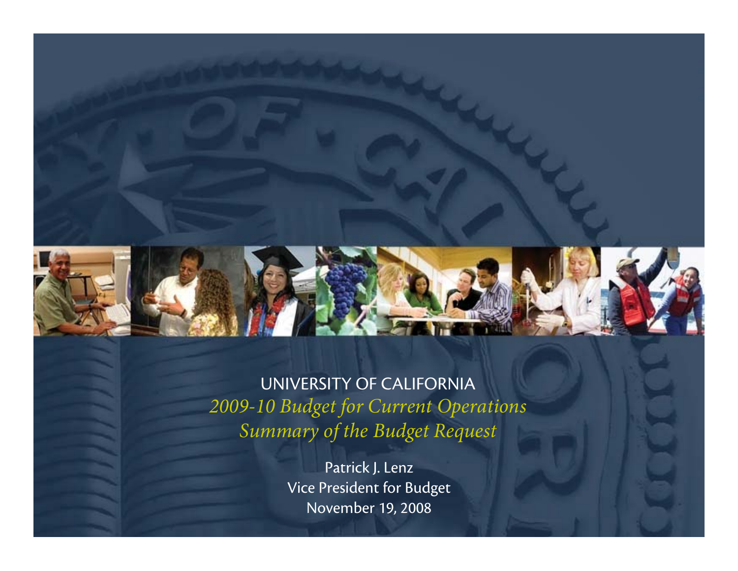# UNIVERSITY OF CALIFORNIA

## *2009-10 Budget for Current Operations*
## *Summary of the Budget Request*

Patrick J. Lenz
Vice President for Budget
November 19, 2008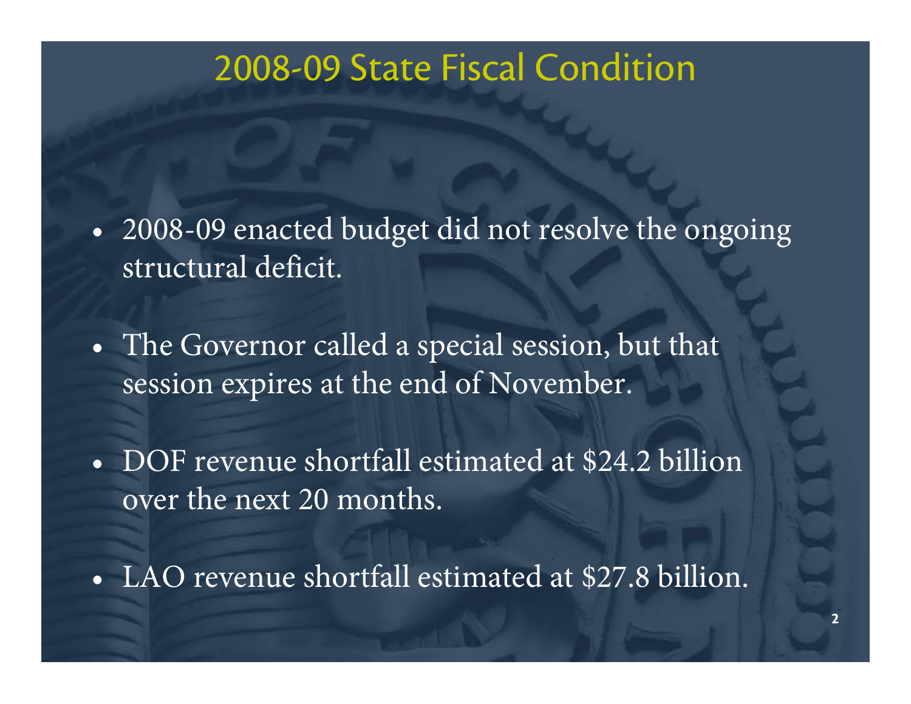# 2008-09 State Fiscal Condition

- 2008-09 enacted budget did not resolve the ongoing structural deficit.
- The Governor called a special session, but that session expires at the end of November.
- DOF revenue shortfall estimated at $24.2 billion over the next 20 months.
- LAO revenue shortfall estimated at $27.8 billion.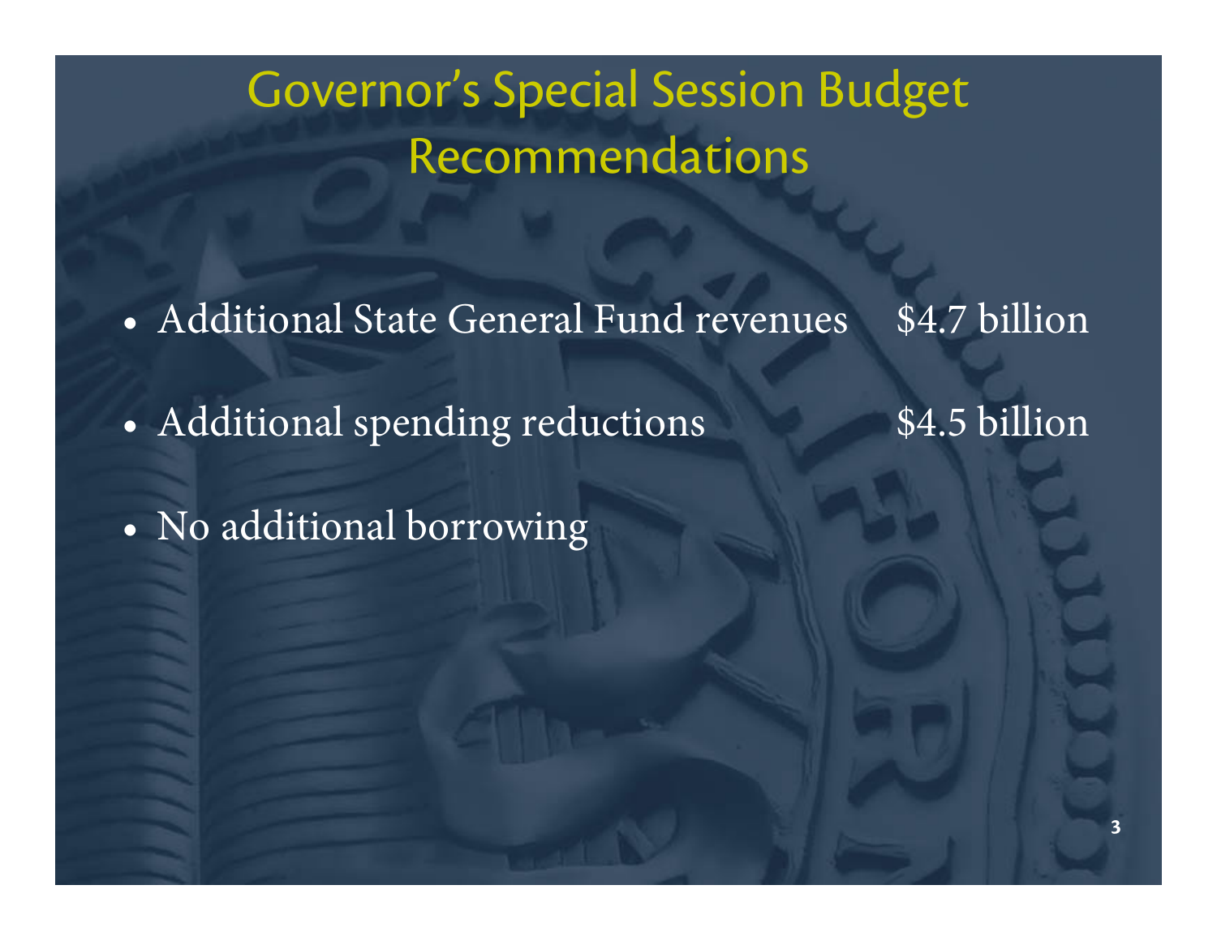# Governor's Special Session Budget Recommendations

- Additional State General Fund revenues $4.7 billion
- Additional spending reductions $4.5 billion
- No additional borrowing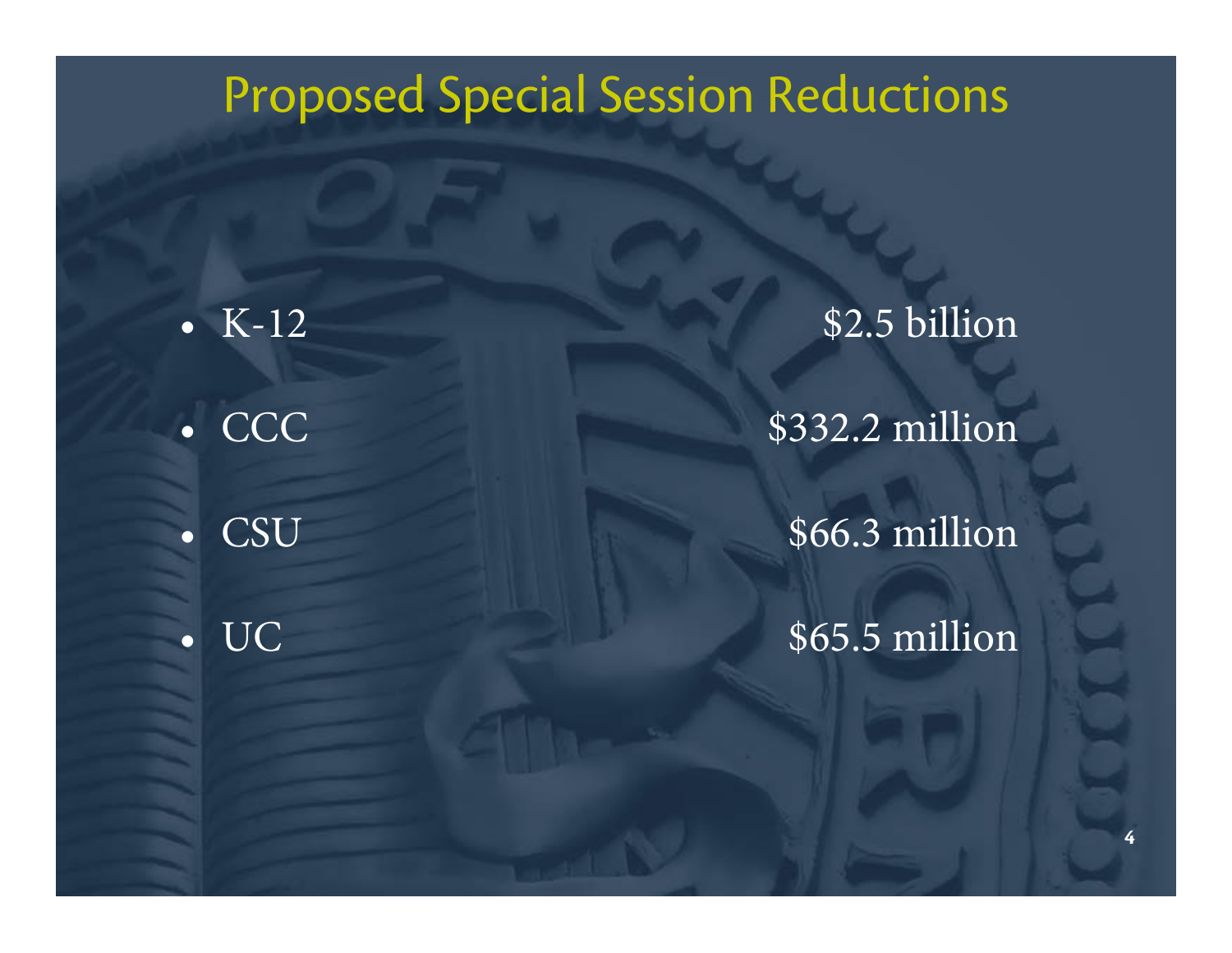# Proposed Special Session Reductions

- K-12 — $2.5 billion
- CCC — $332.2 million
- CSU — $66.3 million
- UC — $65.5 million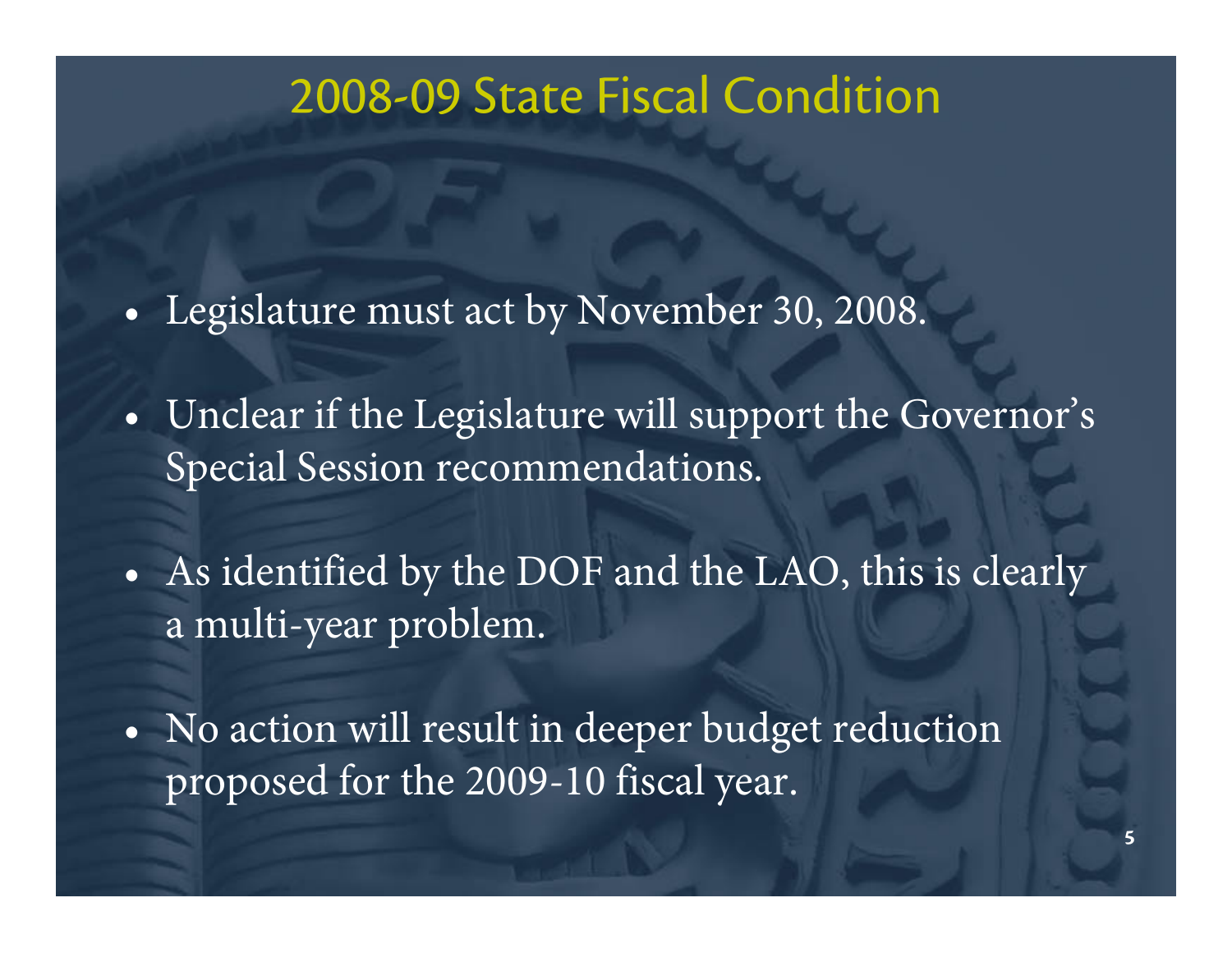# 2008-09 State Fiscal Condition

- Legislature must act by November 30, 2008.
- Unclear if the Legislature will support the Governor's Special Session recommendations.
- As identified by the DOF and the LAO, this is clearly a multi-year problem.
- No action will result in deeper budget reduction proposed for the 2009-10 fiscal year.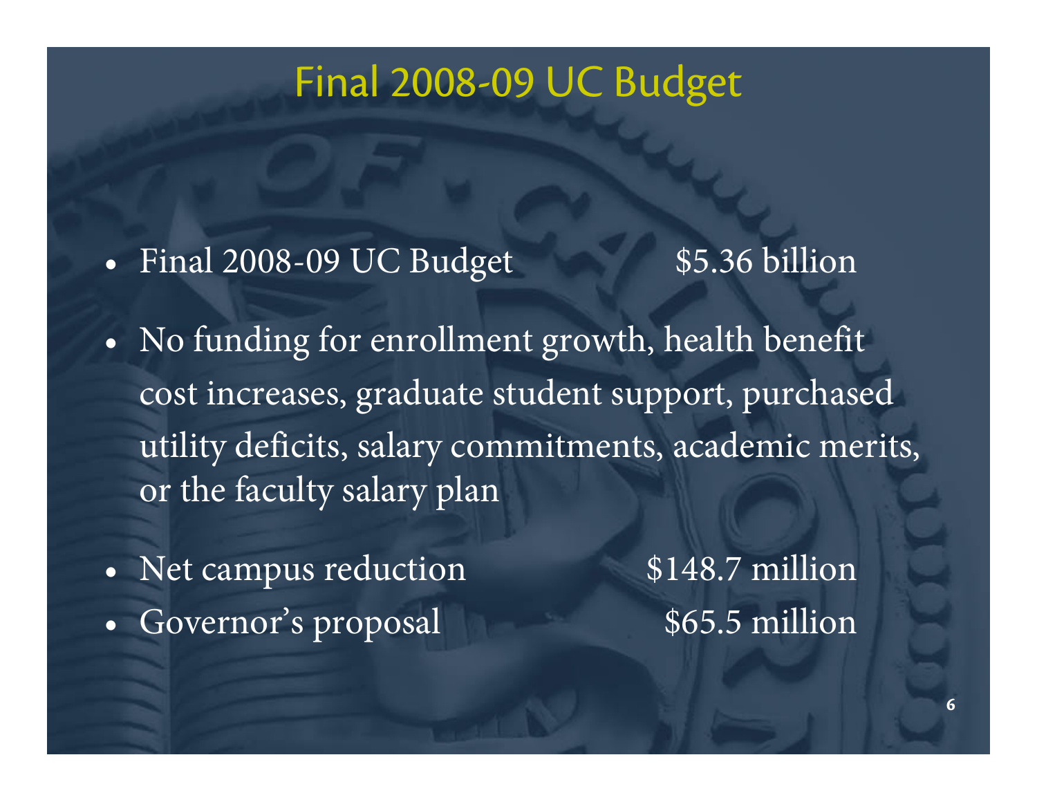# Final 2008-09 UC Budget

- Final 2008-09 UC Budget $5.36 billion
- No funding for enrollment growth, health benefit cost increases, graduate student support, purchased utility deficits, salary commitments, academic merits, or the faculty salary plan
- Net campus reduction $148.7 million
- Governor's proposal $65.5 million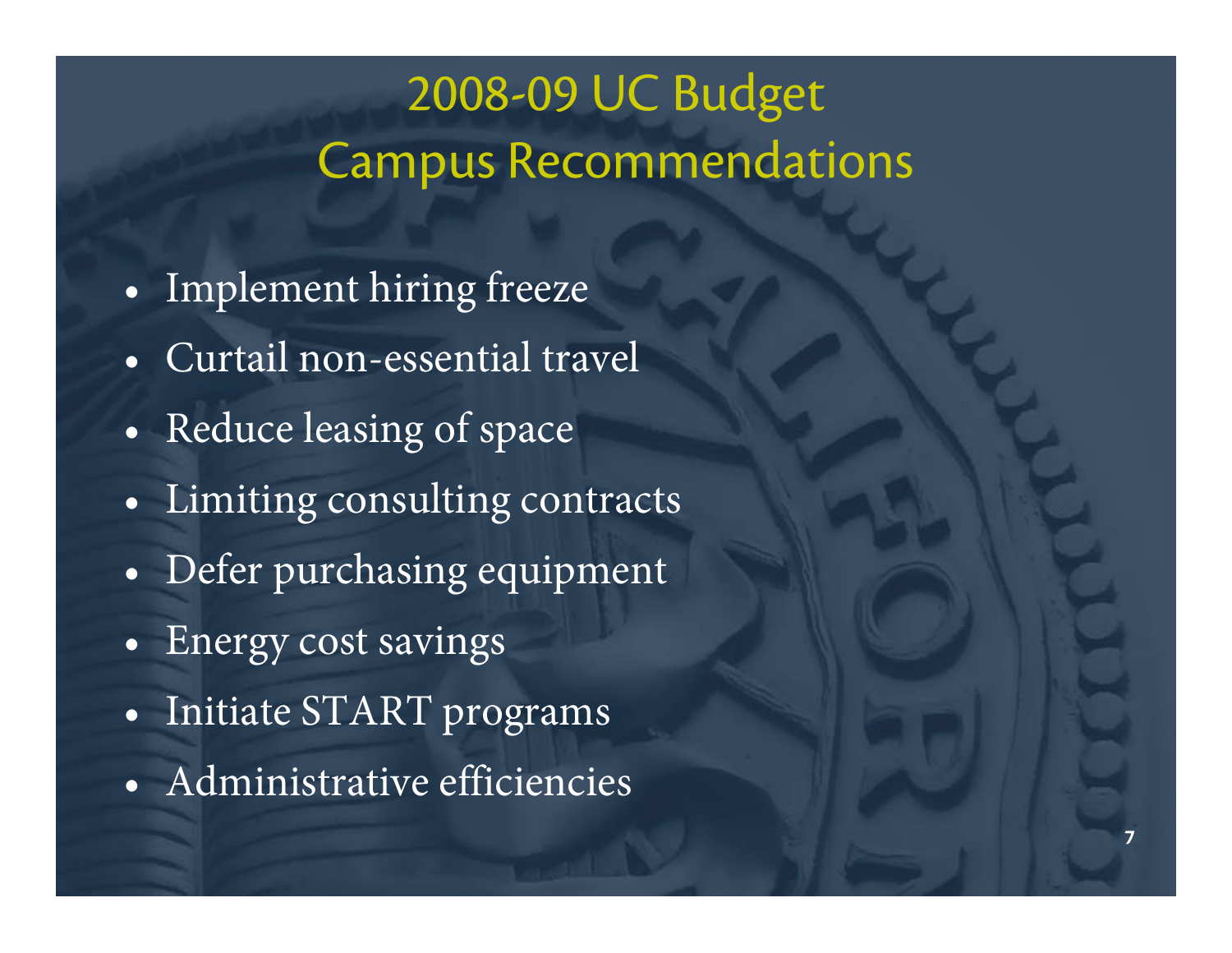# 2008-09 UC Budget Campus Recommendations

- Implement hiring freeze
- Curtail non-essential travel
- Reduce leasing of space
- Limiting consulting contracts
- Defer purchasing equipment
- Energy cost savings
- Initiate START programs
- Administrative efficiencies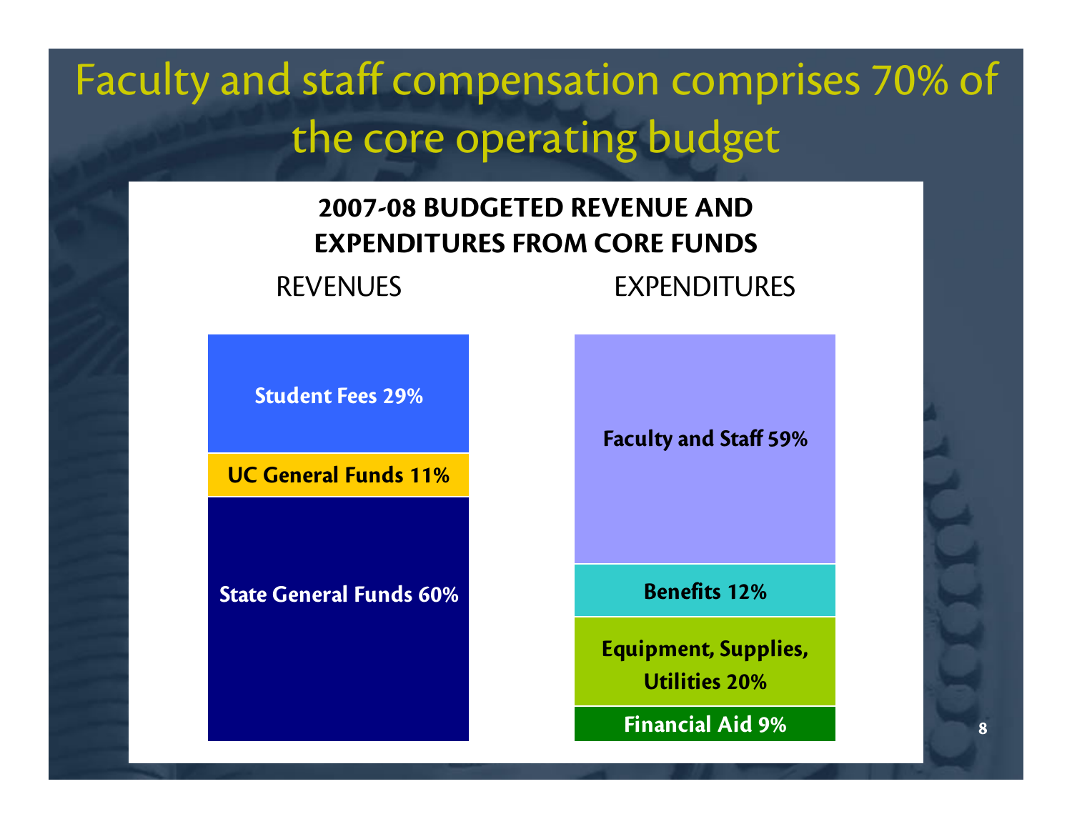# Faculty and staff compensation comprises 70% of the core operating budget

**2007-08 BUDGETED REVENUE AND EXPENDITURES FROM CORE FUNDS**

| REVENUES | EXPENDITURES |
| --- | --- |
| **Student Fees 29%** | **Faculty and Staff 59%** |
| **UC General Funds 11%** | **Benefits 12%** |
| **State General Funds 60%** | **Equipment, Supplies, Utilities 20%** |
| | **Financial Aid 9%** |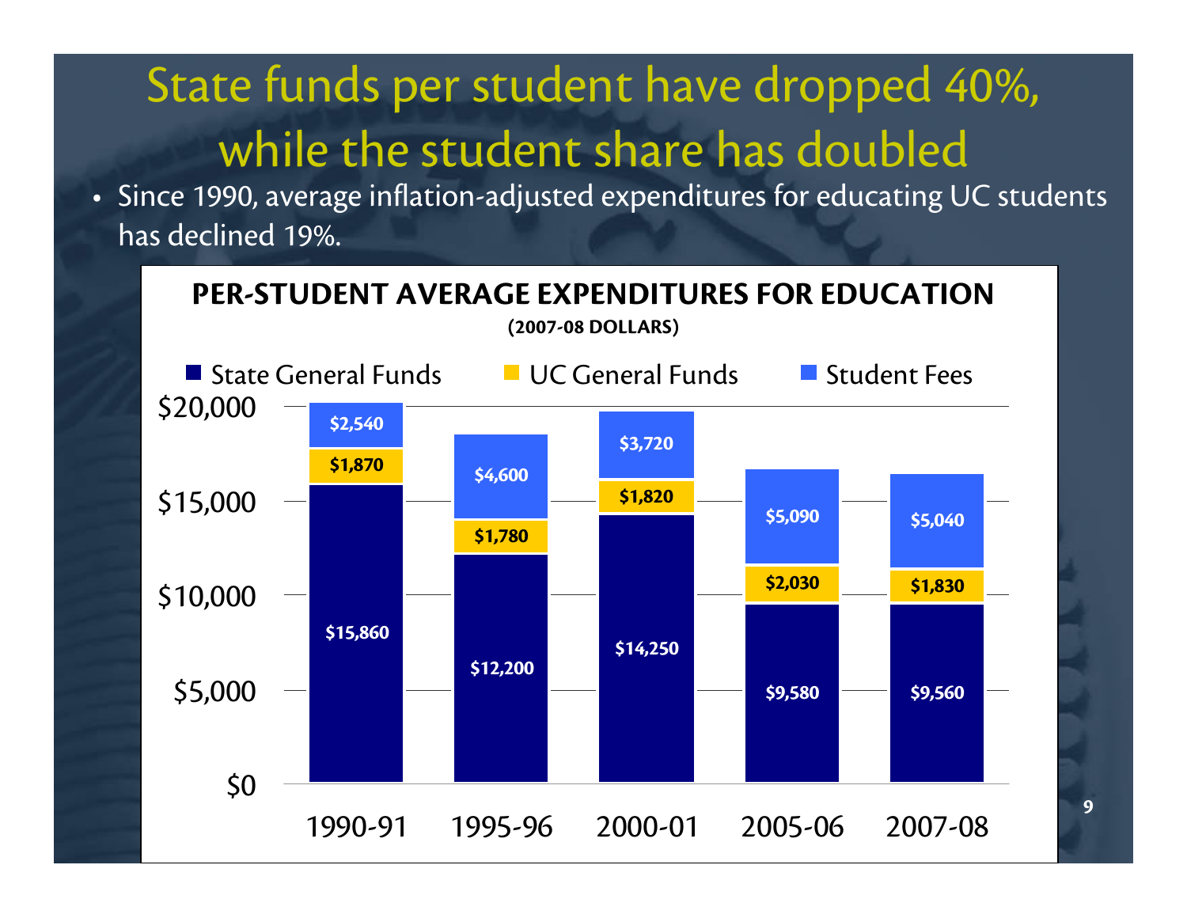# State funds per student have dropped 40%, while the student share has doubled

- Since 1990, average inflation-adjusted expenditures for educating UC students has declined 19%.

**PER-STUDENT AVERAGE EXPENDITURES FOR EDUCATION**

**(2007-08 DOLLARS)**

| | 1990-91 | 1995-96 | 2000-01 | 2005-06 | 2007-08 |
|---|---|---|---|---|---|
| State General Funds | $15,860 | $12,200 | $14,250 | $9,580 | $9,560 |
| UC General Funds | $1,870 | $1,780 | $1,820 | $2,030 | $1,830 |
| Student Fees | $2,540 | $4,600 | $3,720 | $5,090 | $5,040 |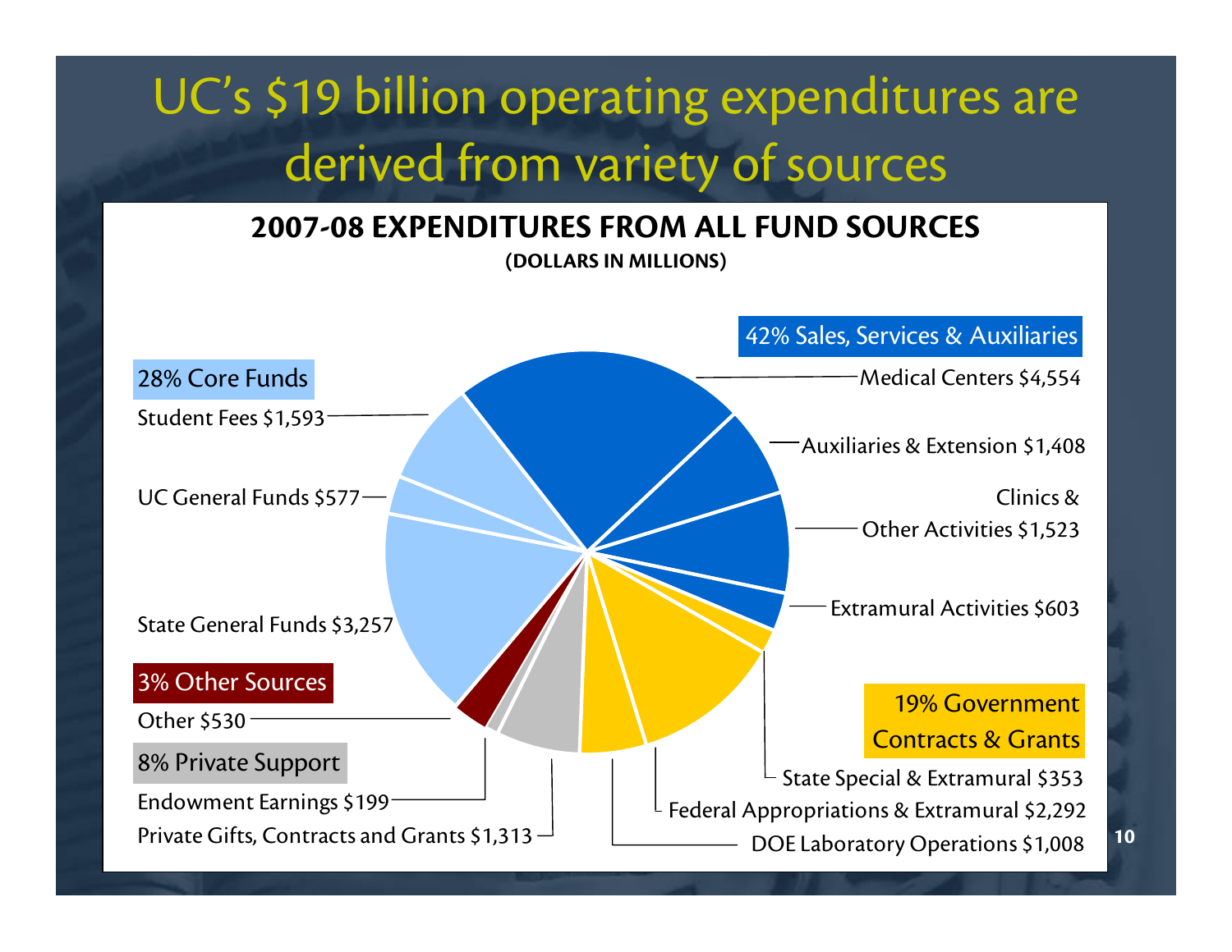# UC's $19 billion operating expenditures are derived from variety of sources

## 2007-08 EXPENDITURES FROM ALL FUND SOURCES

**(DOLLARS IN MILLIONS)**

**28% Core Funds**

- Student Fees $1,593
- UC General Funds $577
- State General Funds $3,257

**42% Sales, Services & Auxiliaries**

- Medical Centers $4,554
- Auxiliaries & Extension $1,408
- Clinics & Other Activities $1,523
- Extramural Activities $603

**19% Government Contracts & Grants**

- State Special & Extramural $353
- Federal Appropriations & Extramural $2,292
- DOE Laboratory Operations $1,008

**8% Private Support**

- Endowment Earnings $199
- Private Gifts, Contracts and Grants $1,313

**3% Other Sources**

- Other $530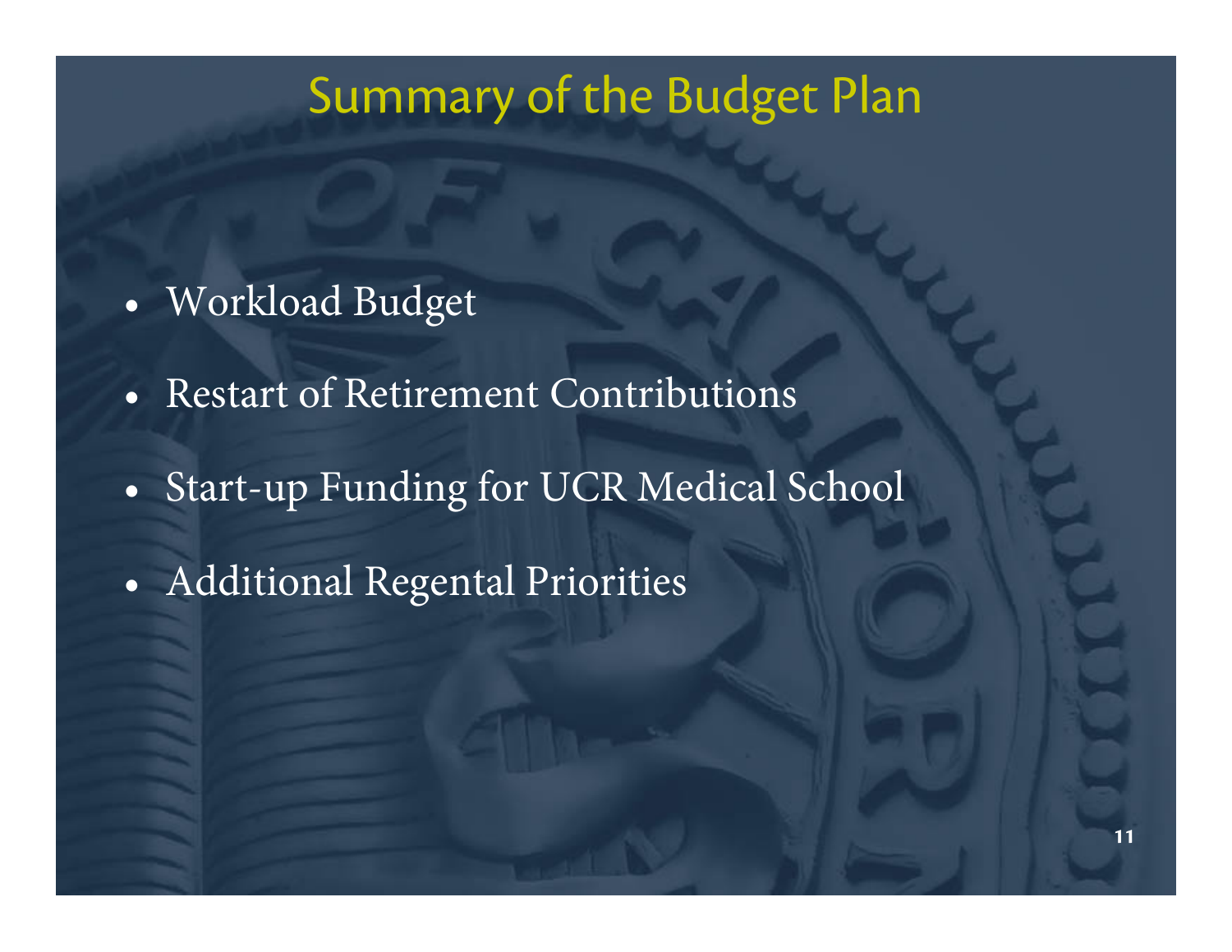# Summary of the Budget Plan

- Workload Budget
- Restart of Retirement Contributions
- Start-up Funding for UCR Medical School
- Additional Regental Priorities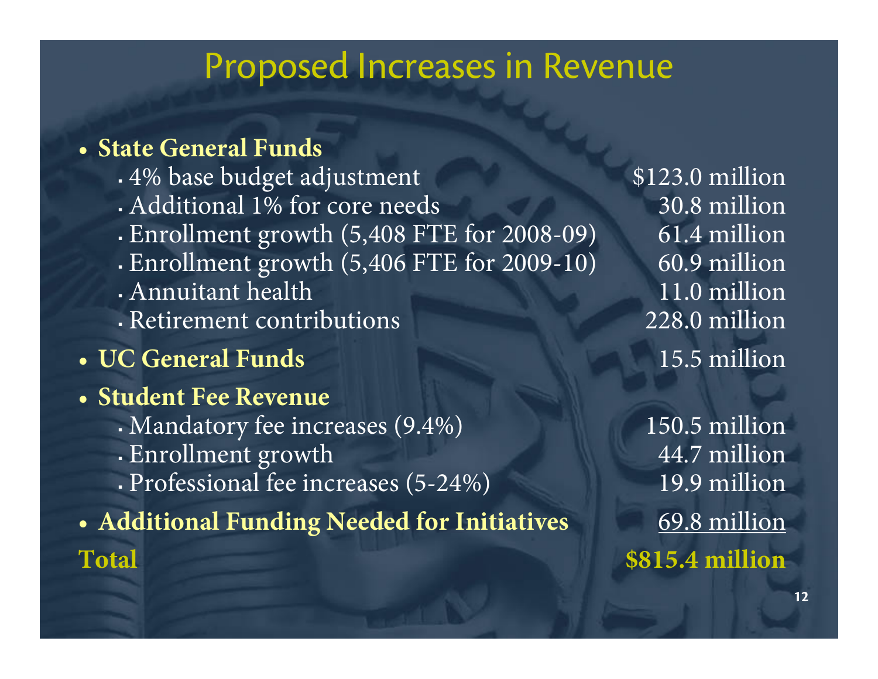# Proposed Increases in Revenue

| Item | Amount |
|---|---|
| **State General Funds** | |
| 4% base budget adjustment | $123.0 million |
| Additional 1% for core needs | 30.8 million |
| Enrollment growth (5,408 FTE for 2008-09) | 61.4 million |
| Enrollment growth (5,406 FTE for 2009-10) | 60.9 million |
| Annuitant health | 11.0 million |
| Retirement contributions | 228.0 million |
| **UC General Funds** | 15.5 million |
| **Student Fee Revenue** | |
| Mandatory fee increases (9.4%) | 150.5 million |
| Enrollment growth | 44.7 million |
| Professional fee increases (5-24%) | 19.9 million |
| **Additional Funding Needed for Initiatives** | 69.8 million |
| **Total** | **$815.4 million** |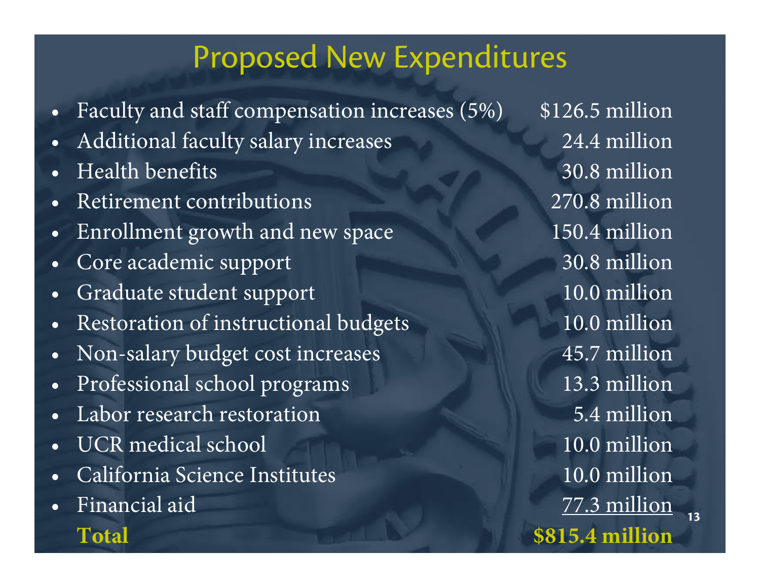# Proposed New Expenditures

| Item | Amount |
|---|---|
| Faculty and staff compensation increases (5%) | $126.5 million |
| Additional faculty salary increases | 24.4 million |
| Health benefits | 30.8 million |
| Retirement contributions | 270.8 million |
| Enrollment growth and new space | 150.4 million |
| Core academic support | 30.8 million |
| Graduate student support | 10.0 million |
| Restoration of instructional budgets | 10.0 million |
| Non-salary budget cost increases | 45.7 million |
| Professional school programs | 13.3 million |
| Labor research restoration | 5.4 million |
| UCR medical school | 10.0 million |
| California Science Institutes | 10.0 million |
| Financial aid | 77.3 million |
| **Total** | **$815.4 million** |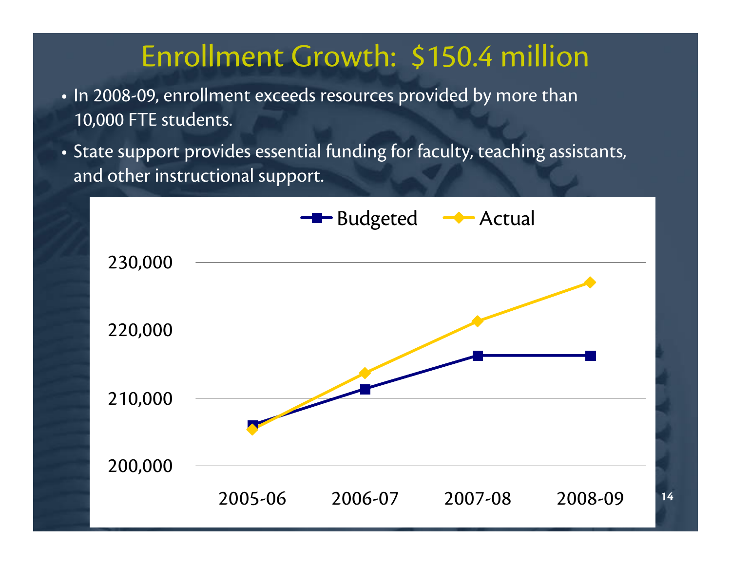# Enrollment Growth: $150.4 million

- In 2008-09, enrollment exceeds resources provided by more than 10,000 FTE students.
- State support provides essential funding for faculty, teaching assistants, and other instructional support.

Budgeted / Actual

230,000
220,000
210,000
200,000

2005-06 2006-07 2007-08 2008-09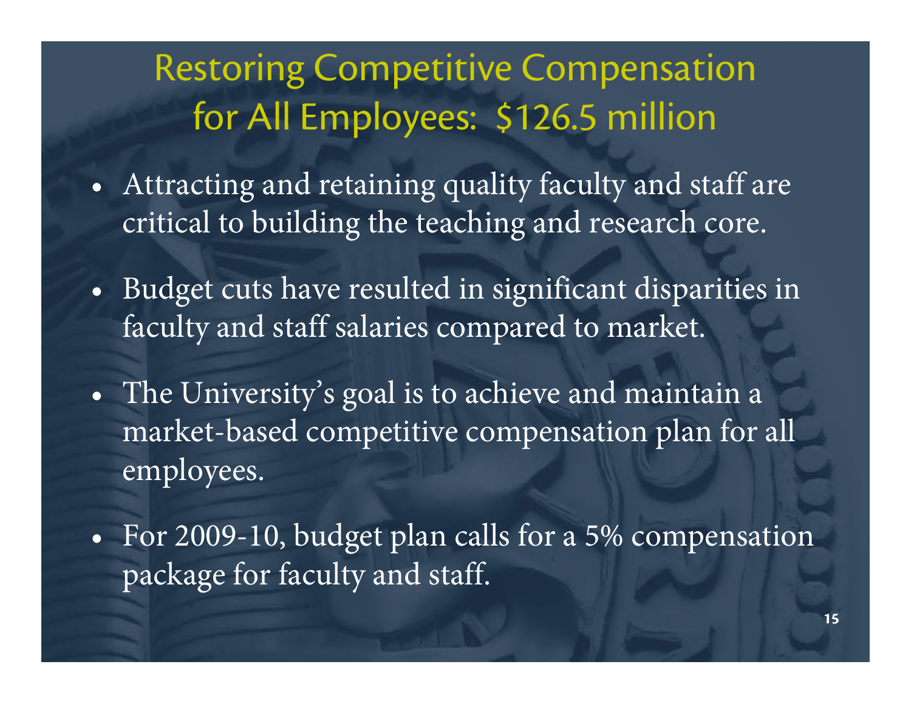# Restoring Competitive Compensation for All Employees: $126.5 million

- Attracting and retaining quality faculty and staff are critical to building the teaching and research core.
- Budget cuts have resulted in significant disparities in faculty and staff salaries compared to market.
- The University's goal is to achieve and maintain a market-based competitive compensation plan for all employees.
- For 2009-10, budget plan calls for a 5% compensation package for faculty and staff.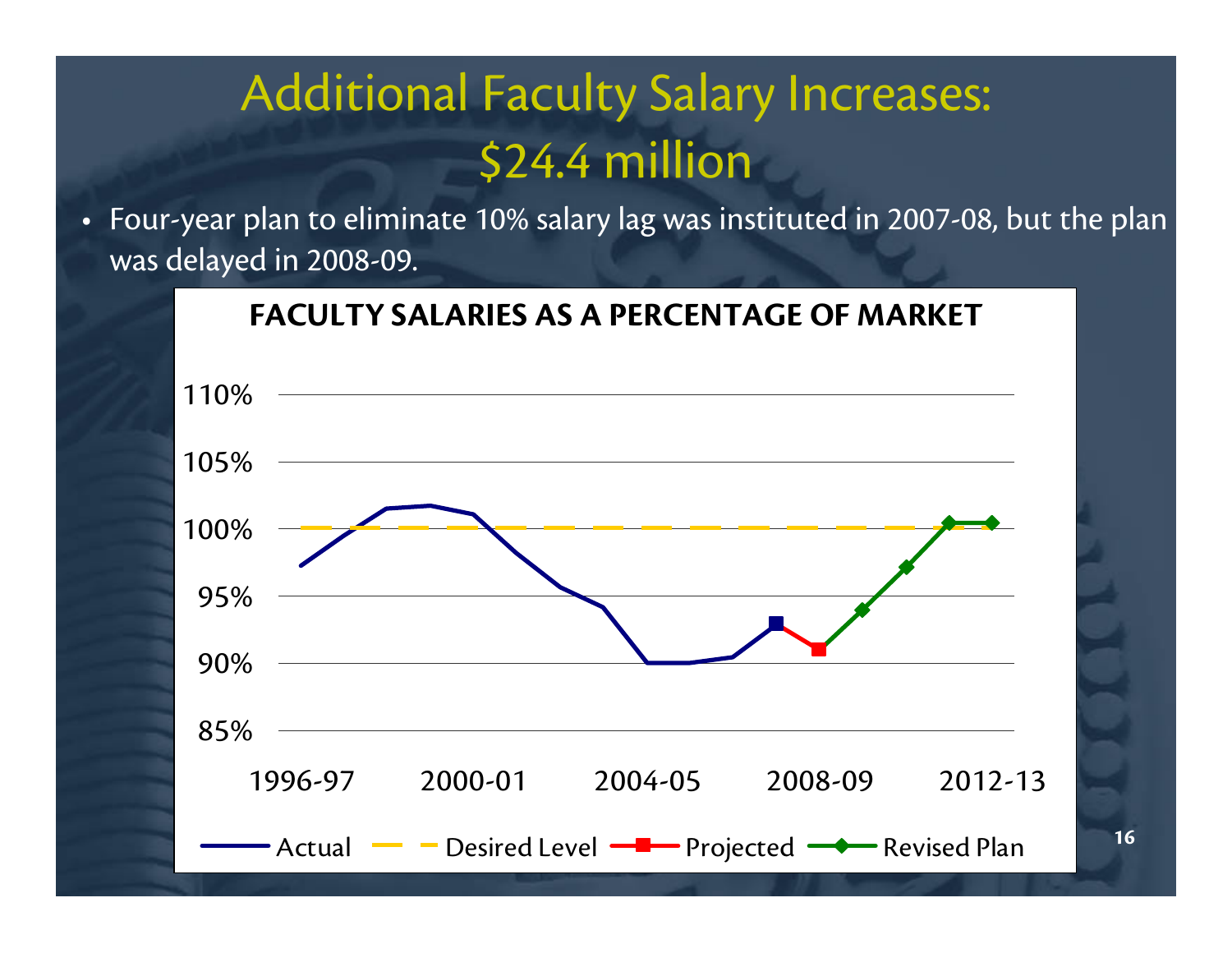# Additional Faculty Salary Increases: $24.4 million

- Four-year plan to eliminate 10% salary lag was instituted in 2007-08, but the plan was delayed in 2008-09.

**FACULTY SALARIES AS A PERCENTAGE OF MARKET**

110%
105%
100%
95%
90%
85%

1996-97 2000-01 2004-05 2008-09 2012-13

Actual — Desired Level — Projected — Revised Plan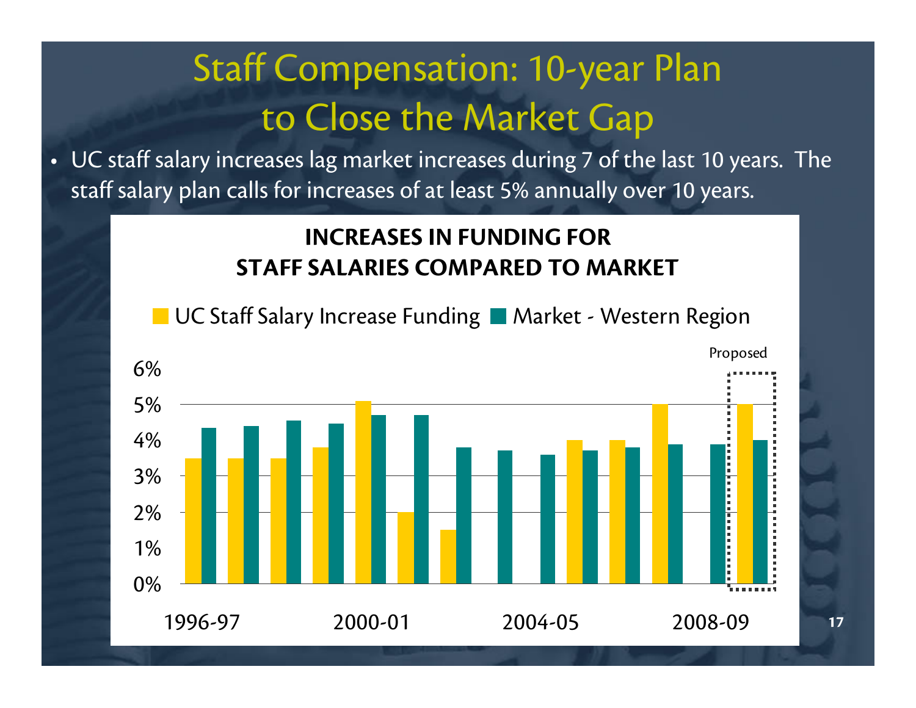# Staff Compensation: 10-year Plan to Close the Market Gap

- UC staff salary increases lag market increases during 7 of the last 10 years. The staff salary plan calls for increases of at least 5% annually over 10 years.

**INCREASES IN FUNDING FOR STAFF SALARIES COMPARED TO MARKET**

UC Staff Salary Increase Funding | Market - Western Region

Proposed

6%
5%
4%
3%
2%
1%
0%

1996-97 2000-01 2004-05 2008-09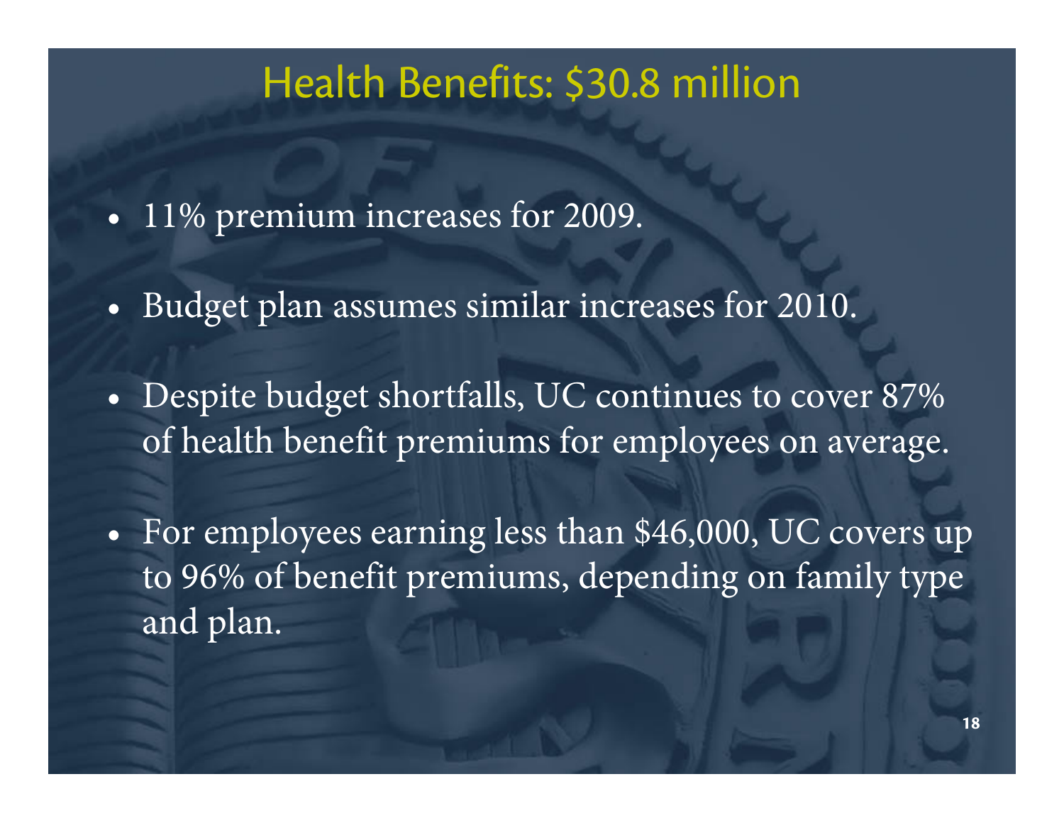# Health Benefits: $30.8 million

- 11% premium increases for 2009.
- Budget plan assumes similar increases for 2010.
- Despite budget shortfalls, UC continues to cover 87% of health benefit premiums for employees on average.
- For employees earning less than $46,000, UC covers up to 96% of benefit premiums, depending on family type and plan.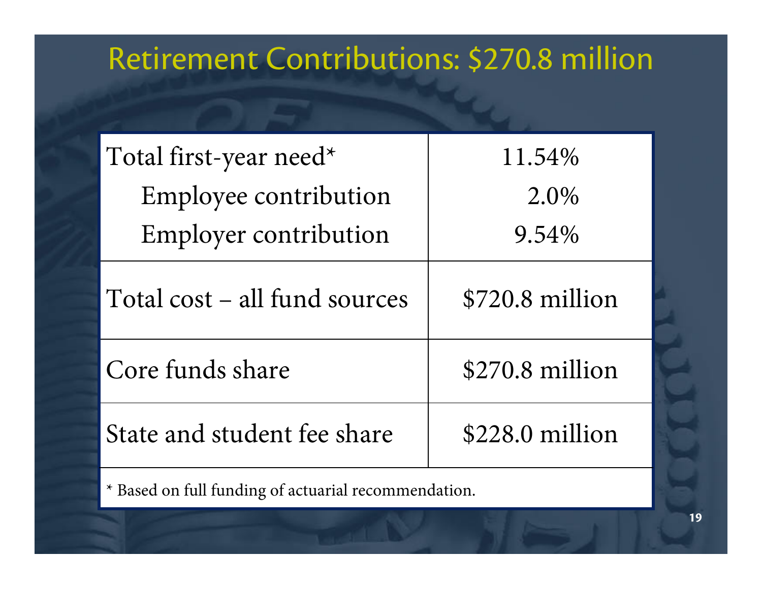# Retirement Contributions: $270.8 million

| | |
|---|---|
| Total first-year need* | 11.54% |
| Employee contribution | 2.0% |
| Employer contribution | 9.54% |
| Total cost – all fund sources | $720.8 million |
| Core funds share | $270.8 million |
| State and student fee share | $228.0 million |

* Based on full funding of actuarial recommendation.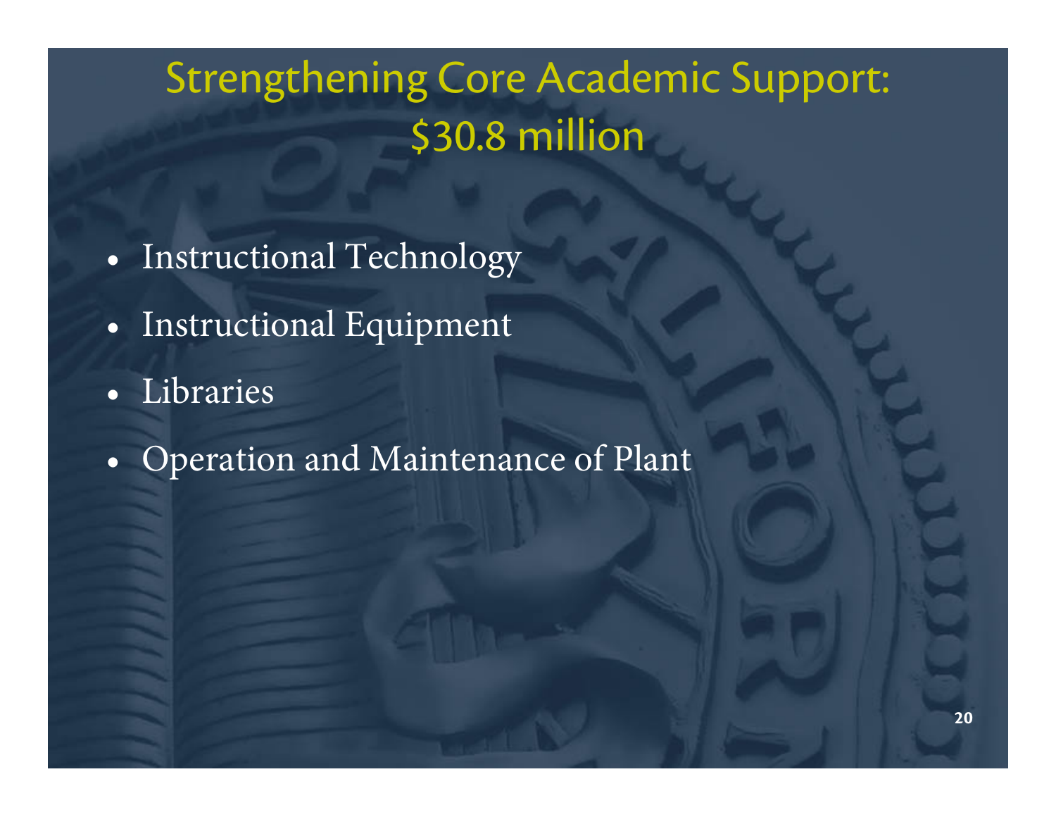# Strengthening Core Academic Support: $30.8 million

- Instructional Technology
- Instructional Equipment
- Libraries
- Operation and Maintenance of Plant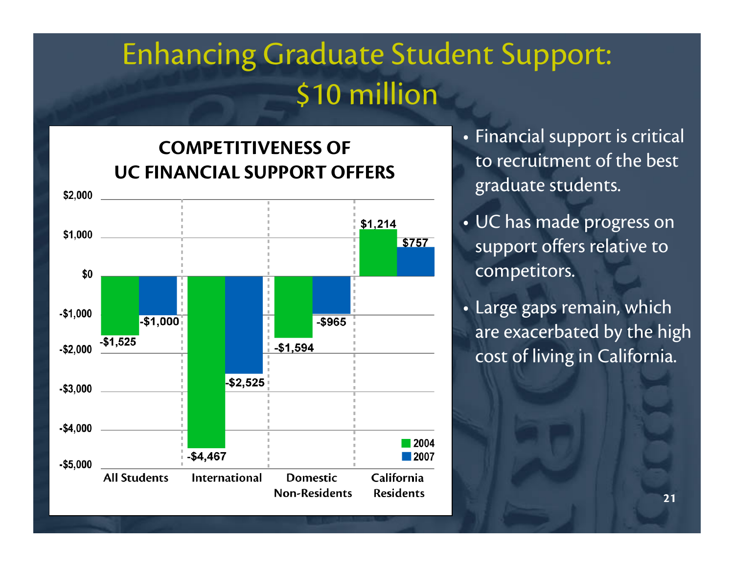# Enhancing Graduate Student Support: $10 million

**COMPETITIVENESS OF UC FINANCIAL SUPPORT OFFERS**

| | 2004 | 2007 |
|---|---|---|
| All Students | -$1,525 | -$1,000 |
| International | -$4,467 | -$2,525 |
| Domestic Non-Residents | -$1,594 | -$965 |
| California Residents | $1,214 | $757 |

- Financial support is critical to recruitment of the best graduate students.
- UC has made progress on support offers relative to competitors.
- Large gaps remain, which are exacerbated by the high cost of living in California.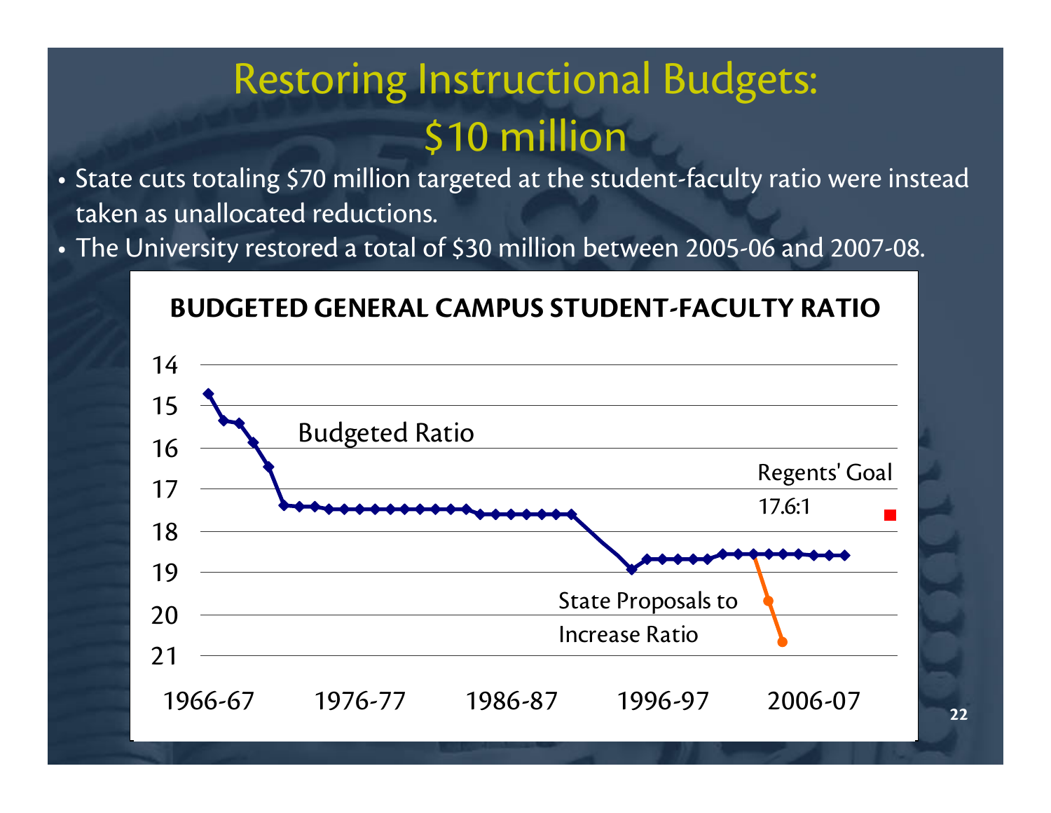# Restoring Instructional Budgets: $10 million

- State cuts totaling $70 million targeted at the student-faculty ratio were instead taken as unallocated reductions.
- The University restored a total of $30 million between 2005-06 and 2007-08.

**BUDGETED GENERAL CAMPUS STUDENT-FACULTY RATIO**

Budgeted Ratio

Regents' Goal 17.6:1

State Proposals to Increase Ratio

14, 15, 16, 17, 18, 19, 20, 21

1966-67, 1976-77, 1986-87, 1996-97, 2006-07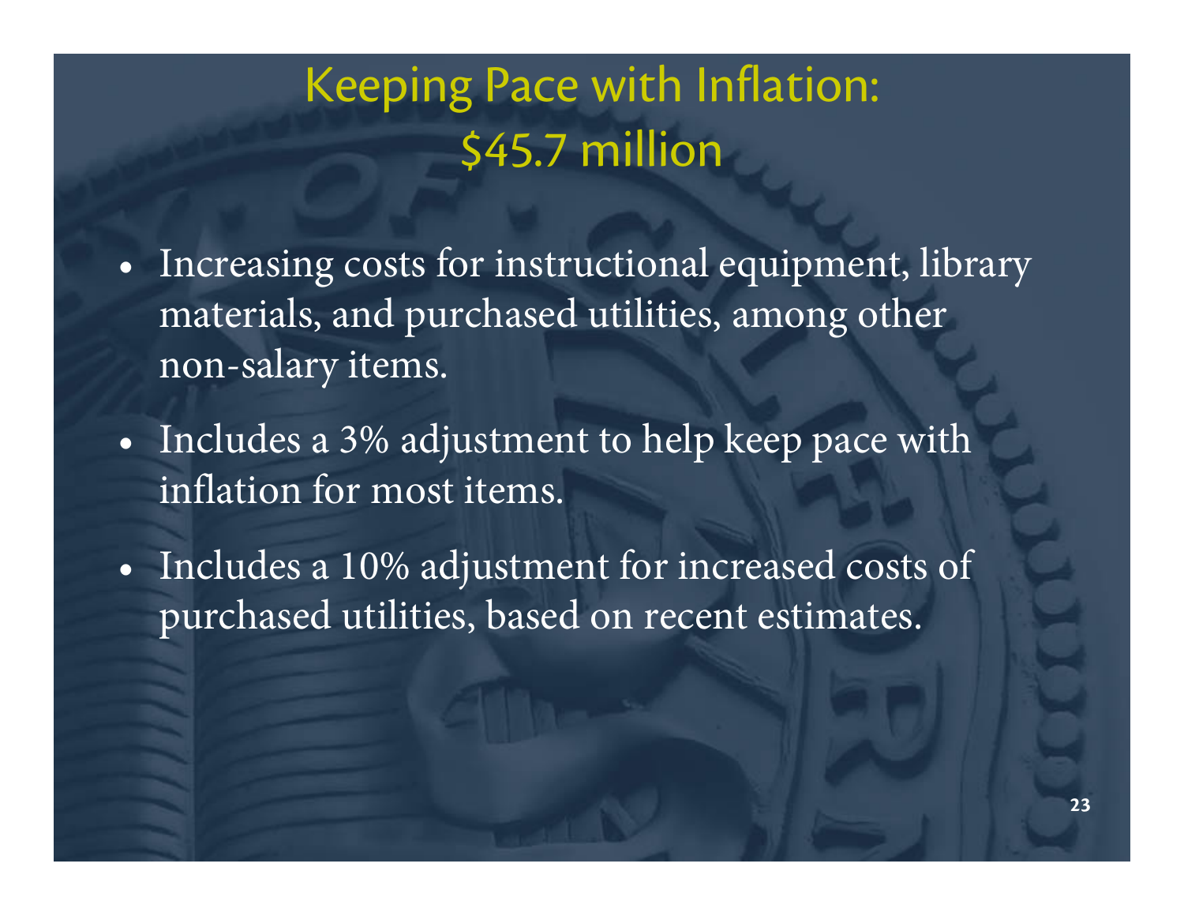# Keeping Pace with Inflation: $45.7 million

- Increasing costs for instructional equipment, library materials, and purchased utilities, among other non-salary items.
- Includes a 3% adjustment to help keep pace with inflation for most items.
- Includes a 10% adjustment for increased costs of purchased utilities, based on recent estimates.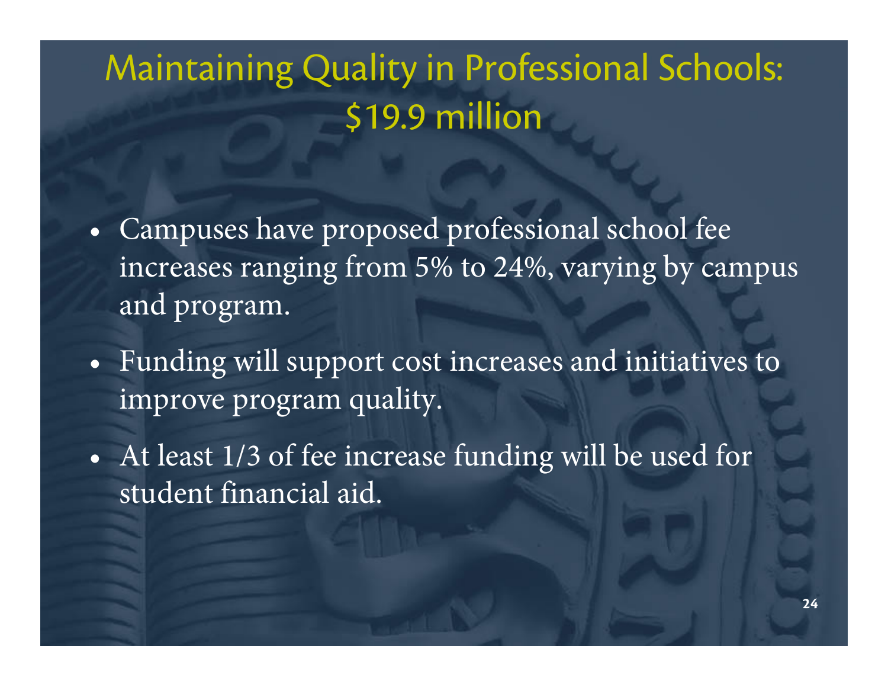# Maintaining Quality in Professional Schools: $19.9 million

- Campuses have proposed professional school fee increases ranging from 5% to 24%, varying by campus and program.
- Funding will support cost increases and initiatives to improve program quality.
- At least 1/3 of fee increase funding will be used for student financial aid.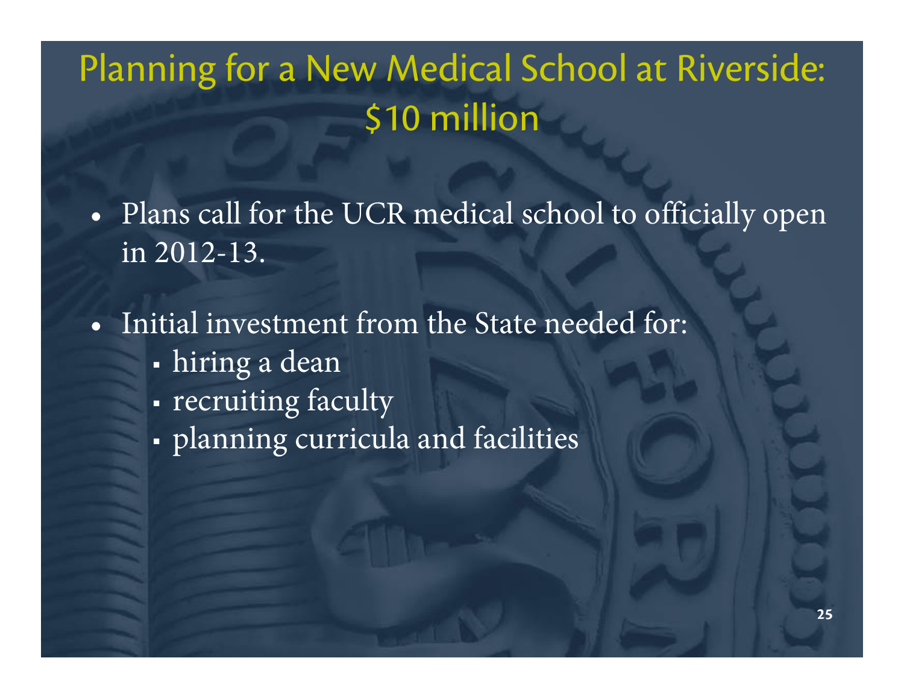# Planning for a New Medical School at Riverside: $10 million

- Plans call for the UCR medical school to officially open in 2012-13.
- Initial investment from the State needed for:
  - hiring a dean
  - recruiting faculty
  - planning curricula and facilities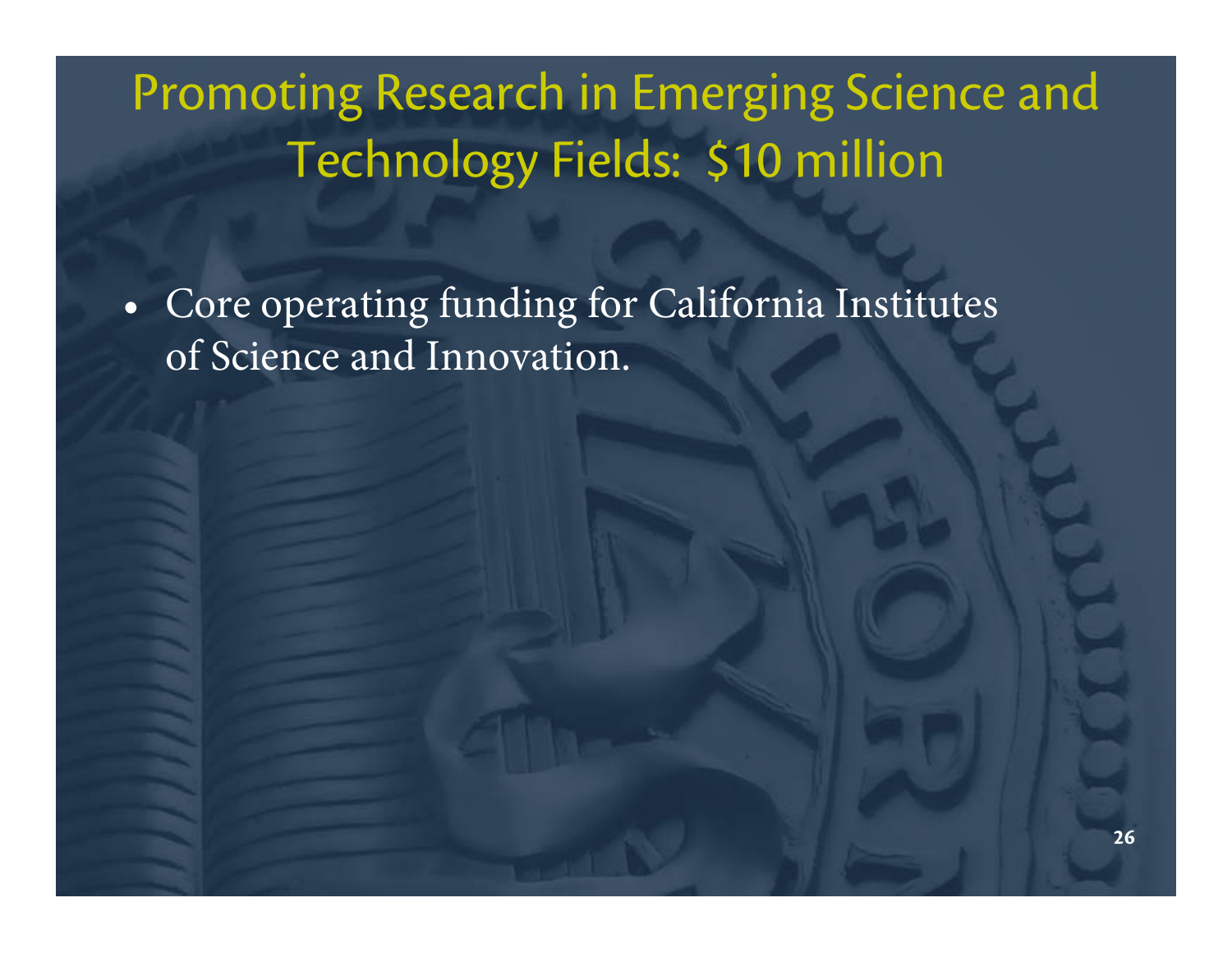# Promoting Research in Emerging Science and Technology Fields: $10 million

- Core operating funding for California Institutes of Science and Innovation.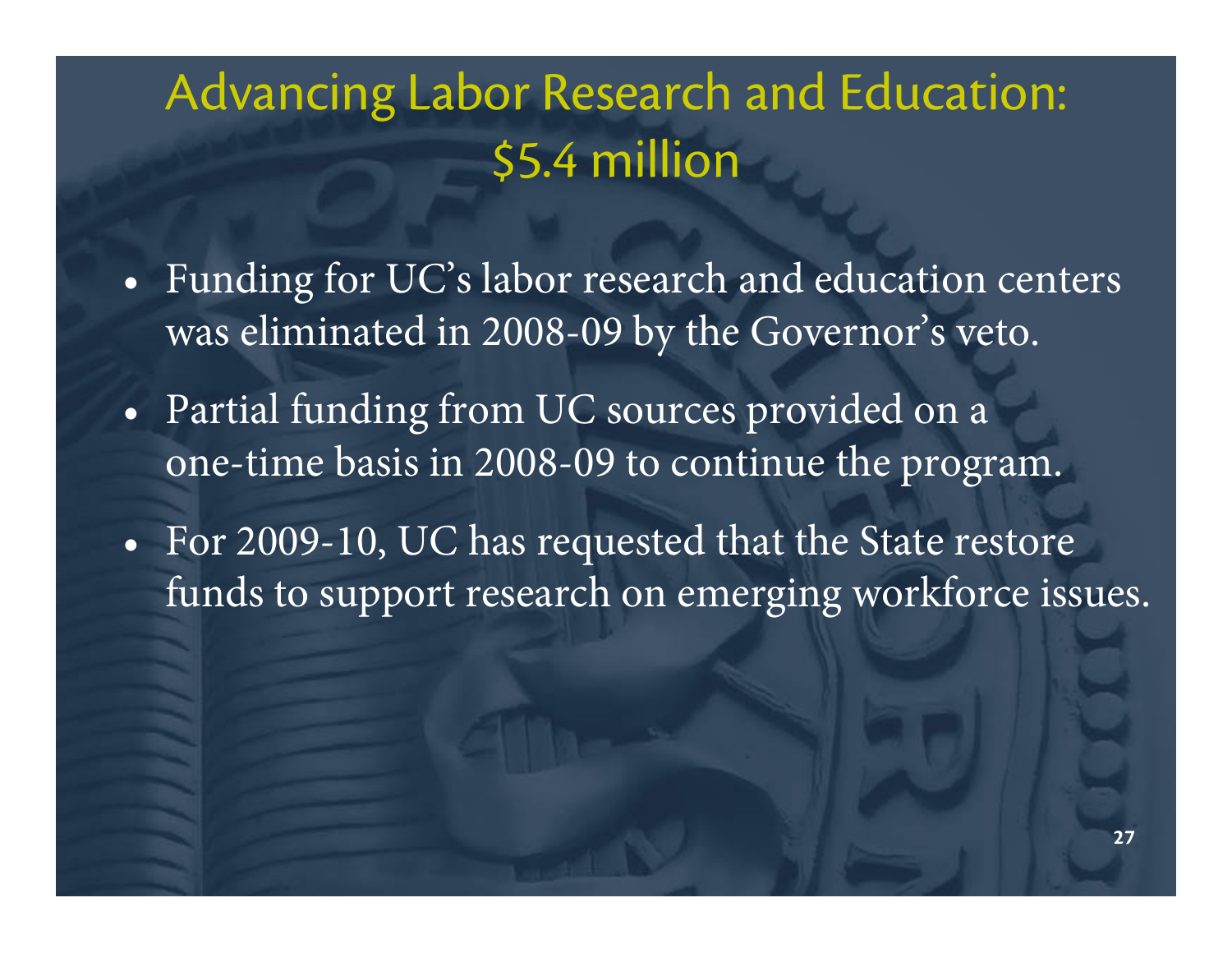# Advancing Labor Research and Education: $5.4 million

- Funding for UC's labor research and education centers was eliminated in 2008-09 by the Governor's veto.
- Partial funding from UC sources provided on a one-time basis in 2008-09 to continue the program.
- For 2009-10, UC has requested that the State restore funds to support research on emerging workforce issues.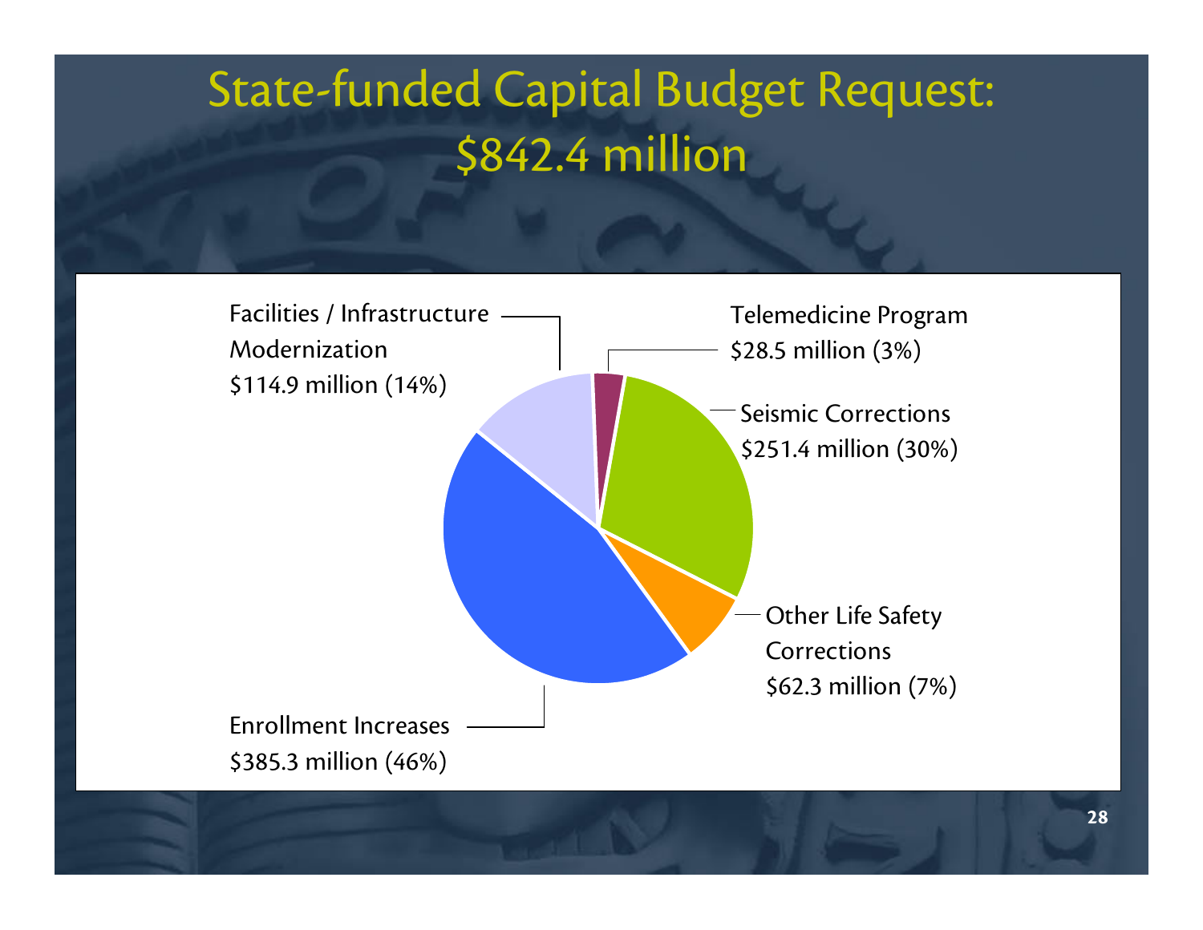# State-funded Capital Budget Request: $842.4 million

Facilities / Infrastructure Modernization
$114.9 million (14%)

Telemedicine Program
$28.5 million (3%)

Seismic Corrections
$251.4 million (30%)

Other Life Safety Corrections
$62.3 million (7%)

Enrollment Increases
$385.3 million (46%)